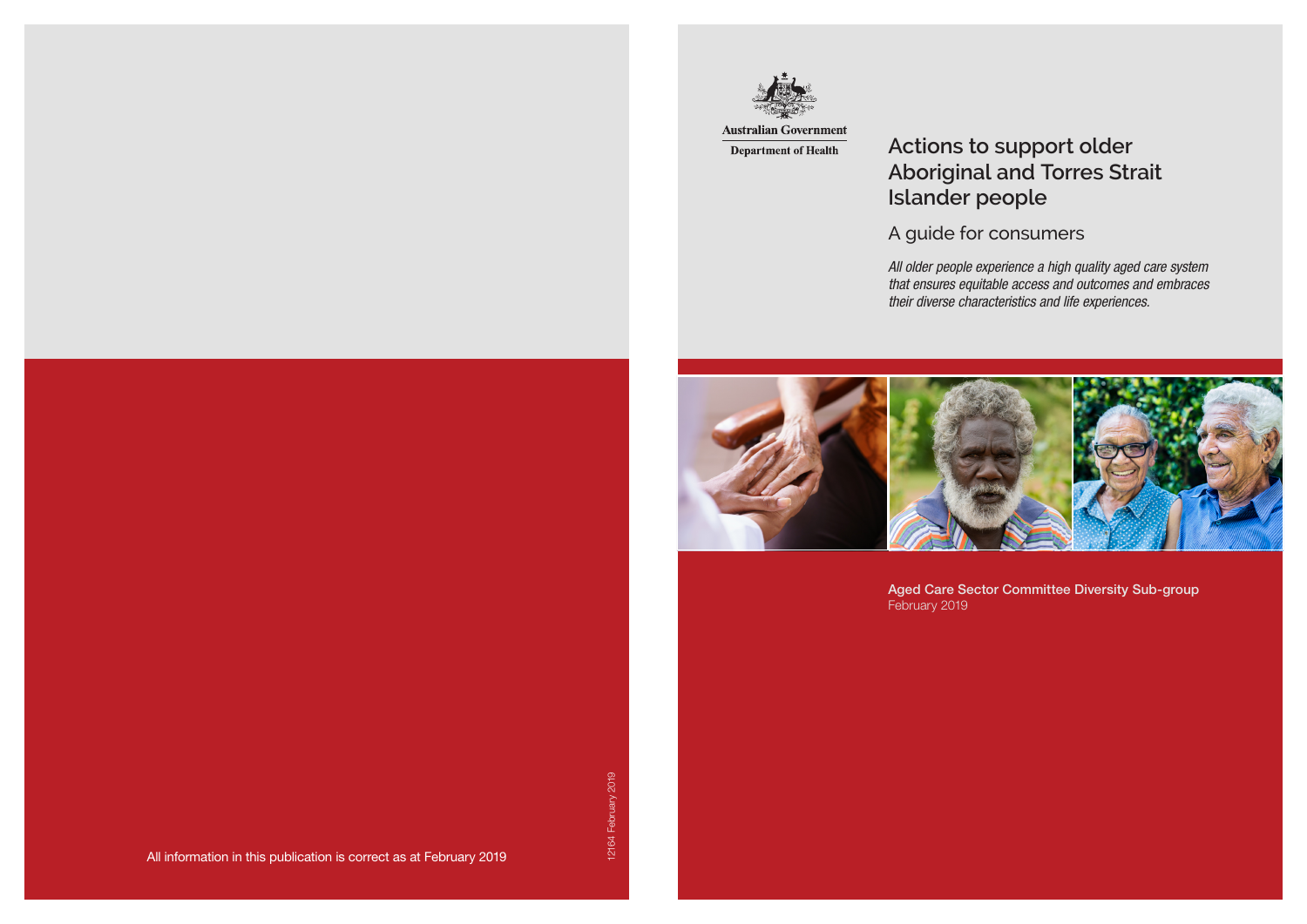Australian Government

Department of Health

# Actions to support older Aboriginal and Torres Strait Islander people

## A guide for consumers

*All older people experience a high quality aged care system that ensures equitable access and outcomes and embraces their diverse characteristics and life experiences.*

**Aged Care Sector Committee Diversity Sub-group**
February 2019

All information in this publication is correct as at February 2019

12164 February 2019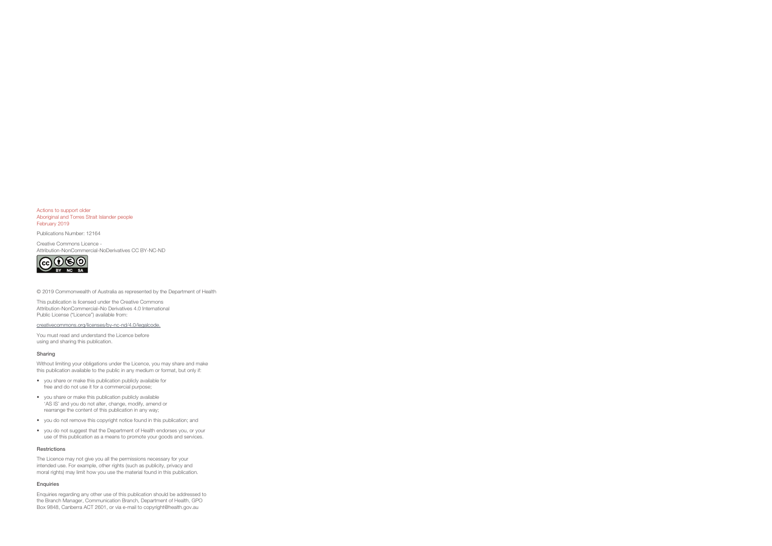Actions to support older
Aboriginal and Torres Strait Islander people
February 2019

Publications Number: 12164

Creative Commons Licence -
Attribution-NonCommercial-NoDerivatives CC BY-NC-ND

© 2019 Commonwealth of Australia as represented by the Department of Health

This publication is licensed under the Creative Commons Attribution-NonCommercial–No Derivatives 4.0 International Public License ("Licence") available from:

creativecommons.org/licenses/by-nc-nd/4.0/legalcode.

You must read and understand the Licence before using and sharing this publication.

#### Sharing

Without limiting your obligations under the Licence, you may share and make this publication available to the public in any medium or format, but only if:

- you share or make this publication publicly available for free and do not use it for a commercial purpose;
- you share or make this publication publicly available 'AS IS' and you do not alter, change, modify, amend or rearrange the content of this publication in any way;
- you do not remove this copyright notice found in this publication; and
- you do not suggest that the Department of Health endorses you, or your use of this publication as a means to promote your goods and services.

#### Restrictions

The Licence may not give you all the permissions necessary for your intended use. For example, other rights (such as publicity, privacy and moral rights) may limit how you use the material found in this publication.

#### Enquiries

Enquiries regarding any other use of this publication should be addressed to the Branch Manager, Communication Branch, Department of Health, GPO Box 9848, Canberra ACT 2601, or via e-mail to copyright@health.gov.au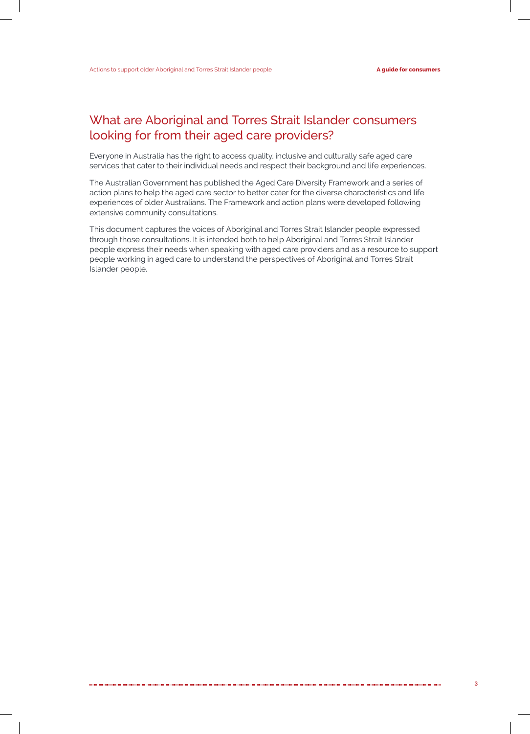## What are Aboriginal and Torres Strait Islander consumers looking for from their aged care providers?

Everyone in Australia has the right to access quality, inclusive and culturally safe aged care services that cater to their individual needs and respect their background and life experiences.

The Australian Government has published the Aged Care Diversity Framework and a series of action plans to help the aged care sector to better cater for the diverse characteristics and life experiences of older Australians. The Framework and action plans were developed following extensive community consultations.

This document captures the voices of Aboriginal and Torres Strait Islander people expressed through those consultations. It is intended both to help Aboriginal and Torres Strait Islander people express their needs when speaking with aged care providers and as a resource to support people working in aged care to understand the perspectives of Aboriginal and Torres Strait Islander people.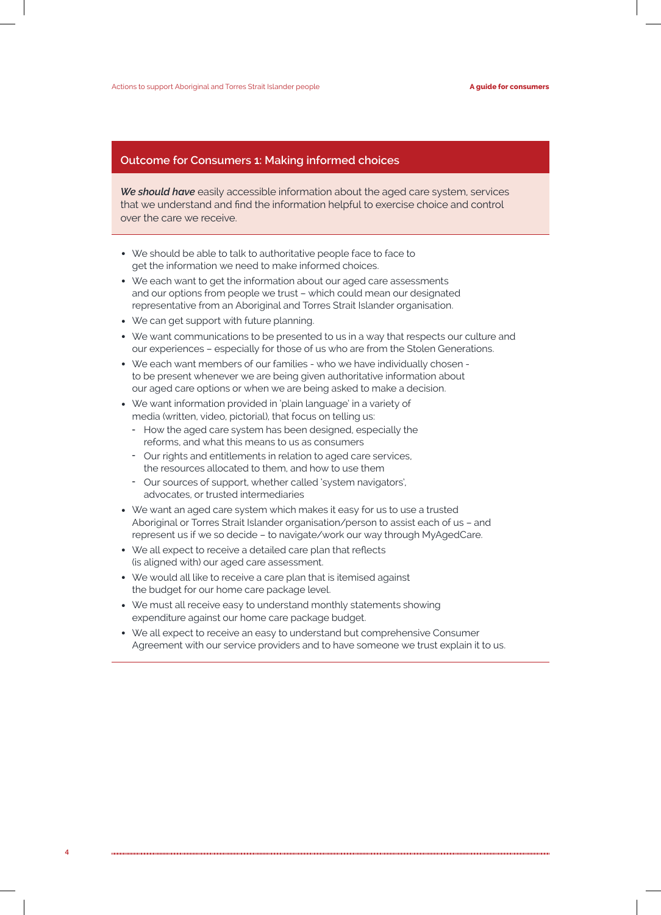## Outcome for Consumers 1: Making informed choices

***We should have*** easily accessible information about the aged care system, services that we understand and find the information helpful to exercise choice and control over the care we receive.

- We should be able to talk to authoritative people face to face to get the information we need to make informed choices.
- We each want to get the information about our aged care assessments and our options from people we trust – which could mean our designated representative from an Aboriginal and Torres Strait Islander organisation.
- We can get support with future planning.
- We want communications to be presented to us in a way that respects our culture and our experiences – especially for those of us who are from the Stolen Generations.
- We each want members of our families - who we have individually chosen - to be present whenever we are being given authoritative information about our aged care options or when we are being asked to make a decision.
- We want information provided in 'plain language' in a variety of media (written, video, pictorial), that focus on telling us:
  - How the aged care system has been designed, especially the reforms, and what this means to us as consumers
  - Our rights and entitlements in relation to aged care services, the resources allocated to them, and how to use them
  - Our sources of support, whether called 'system navigators', advocates, or trusted intermediaries
- We want an aged care system which makes it easy for us to use a trusted Aboriginal or Torres Strait Islander organisation/person to assist each of us – and represent us if we so decide – to navigate/work our way through MyAgedCare.
- We all expect to receive a detailed care plan that reflects (is aligned with) our aged care assessment.
- We would all like to receive a care plan that is itemised against the budget for our home care package level.
- We must all receive easy to understand monthly statements showing expenditure against our home care package budget.
- We all expect to receive an easy to understand but comprehensive Consumer Agreement with our service providers and to have someone we trust explain it to us.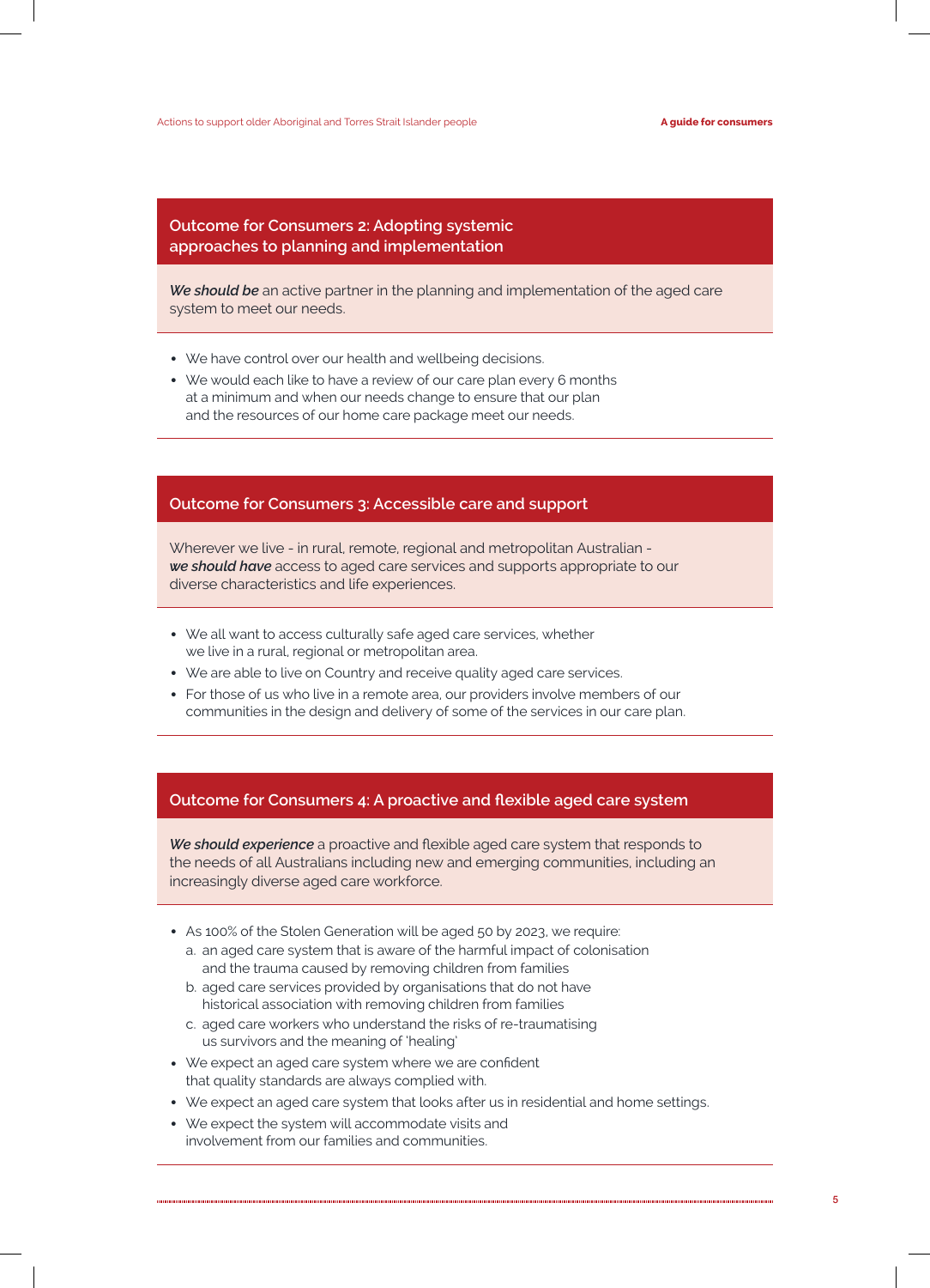## Outcome for Consumers 2: Adopting systemic approaches to planning and implementation

***We should be*** an active partner in the planning and implementation of the aged care system to meet our needs.

- We have control over our health and wellbeing decisions.
- We would each like to have a review of our care plan every 6 months at a minimum and when our needs change to ensure that our plan and the resources of our home care package meet our needs.

## Outcome for Consumers 3: Accessible care and support

Wherever we live - in rural, remote, regional and metropolitan Australian - ***we should have*** access to aged care services and supports appropriate to our diverse characteristics and life experiences.

- We all want to access culturally safe aged care services, whether we live in a rural, regional or metropolitan area.
- We are able to live on Country and receive quality aged care services.
- For those of us who live in a remote area, our providers involve members of our communities in the design and delivery of some of the services in our care plan.

## Outcome for Consumers 4: A proactive and flexible aged care system

***We should experience*** a proactive and flexible aged care system that responds to the needs of all Australians including new and emerging communities, including an increasingly diverse aged care workforce.

- As 100% of the Stolen Generation will be aged 50 by 2023, we require:
  a. an aged care system that is aware of the harmful impact of colonisation and the trauma caused by removing children from families
  b. aged care services provided by organisations that do not have historical association with removing children from families
  c. aged care workers who understand the risks of re-traumatising us survivors and the meaning of 'healing'
- We expect an aged care system where we are confident that quality standards are always complied with.
- We expect an aged care system that looks after us in residential and home settings.
- We expect the system will accommodate visits and involvement from our families and communities.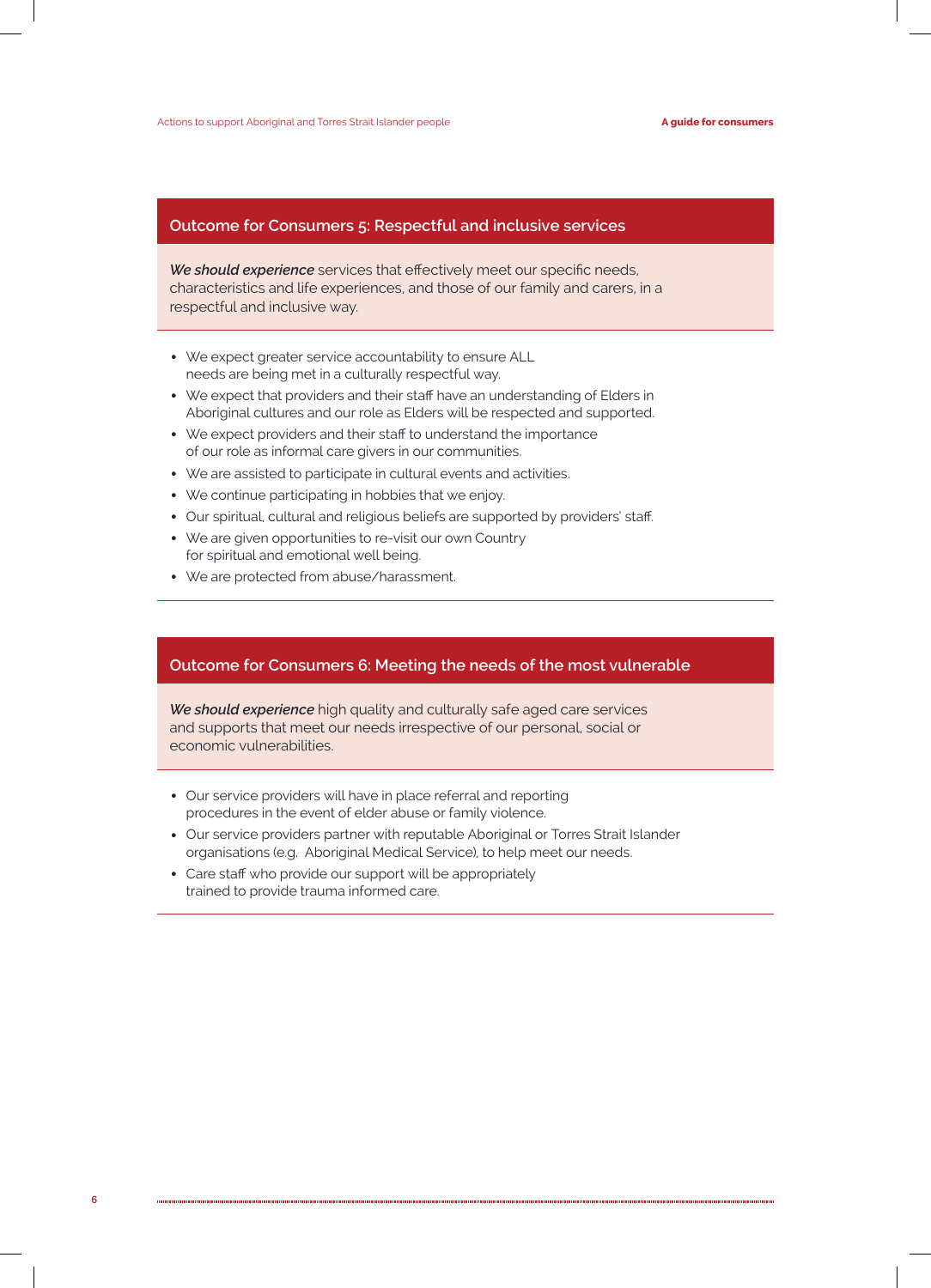## Outcome for Consumers 5: Respectful and inclusive services

***We should experience*** services that effectively meet our specific needs, characteristics and life experiences, and those of our family and carers, in a respectful and inclusive way.

- We expect greater service accountability to ensure ALL needs are being met in a culturally respectful way.
- We expect that providers and their staff have an understanding of Elders in Aboriginal cultures and our role as Elders will be respected and supported.
- We expect providers and their staff to understand the importance of our role as informal care givers in our communities.
- We are assisted to participate in cultural events and activities.
- We continue participating in hobbies that we enjoy.
- Our spiritual, cultural and religious beliefs are supported by providers' staff.
- We are given opportunities to re-visit our own Country for spiritual and emotional well being.
- We are protected from abuse/harassment.

## Outcome for Consumers 6: Meeting the needs of the most vulnerable

***We should experience*** high quality and culturally safe aged care services and supports that meet our needs irrespective of our personal, social or economic vulnerabilities.

- Our service providers will have in place referral and reporting procedures in the event of elder abuse or family violence.
- Our service providers partner with reputable Aboriginal or Torres Strait Islander organisations (e.g. Aboriginal Medical Service), to help meet our needs.
- Care staff who provide our support will be appropriately trained to provide trauma informed care.